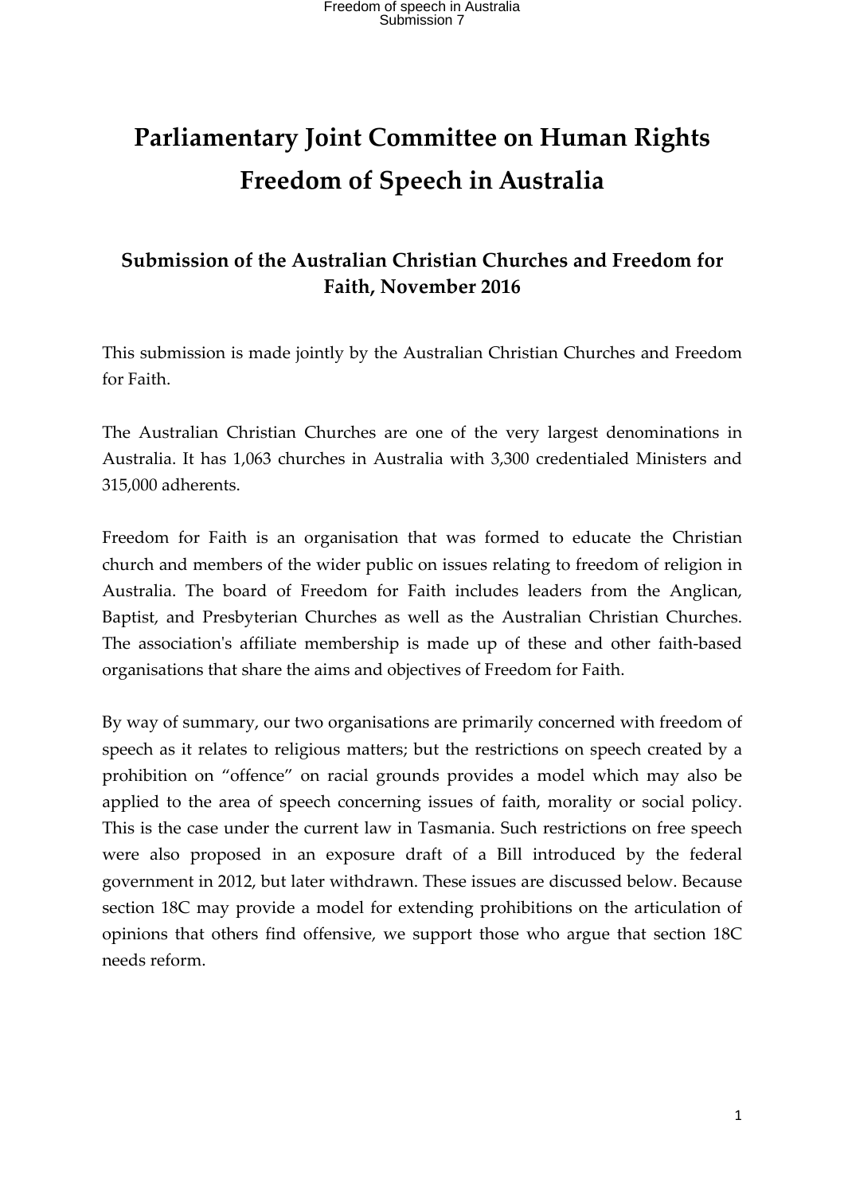# Parliamentary Joint Committee on Human Rights Freedom of Speech in Australia

## Submission of the Australian Christian Churches and Freedom for Faith, November 2016

This submission is made jointly by the Australian Christian Churches and Freedom for Faith.

The Australian Christian Churches are one of the very largest denominations in Australia. It has 1,063 churches in Australia with 3,300 credentialed Ministers and 315,000 adherents.

Freedom for Faith is an organisation that was formed to educate the Christian church and members of the wider public on issues relating to freedom of religion in Australia. The board of Freedom for Faith includes leaders from the Anglican, Baptist, and Presbyterian Churches as well as the Australian Christian Churches. The association's affiliate membership is made up of these and other faith-based organisations that share the aims and objectives of Freedom for Faith.

By way of summary, our two organisations are primarily concerned with freedom of speech as it relates to religious matters; but the restrictions on speech created by a prohibition on "offence" on racial grounds provides a model which may also be applied to the area of speech concerning issues of faith, morality or social policy. This is the case under the current law in Tasmania. Such restrictions on free speech were also proposed in an exposure draft of a Bill introduced by the federal government in 2012, but later withdrawn. These issues are discussed below. Because section 18C may provide a model for extending prohibitions on the articulation of opinions that others find offensive, we support those who argue that section 18C needs reform.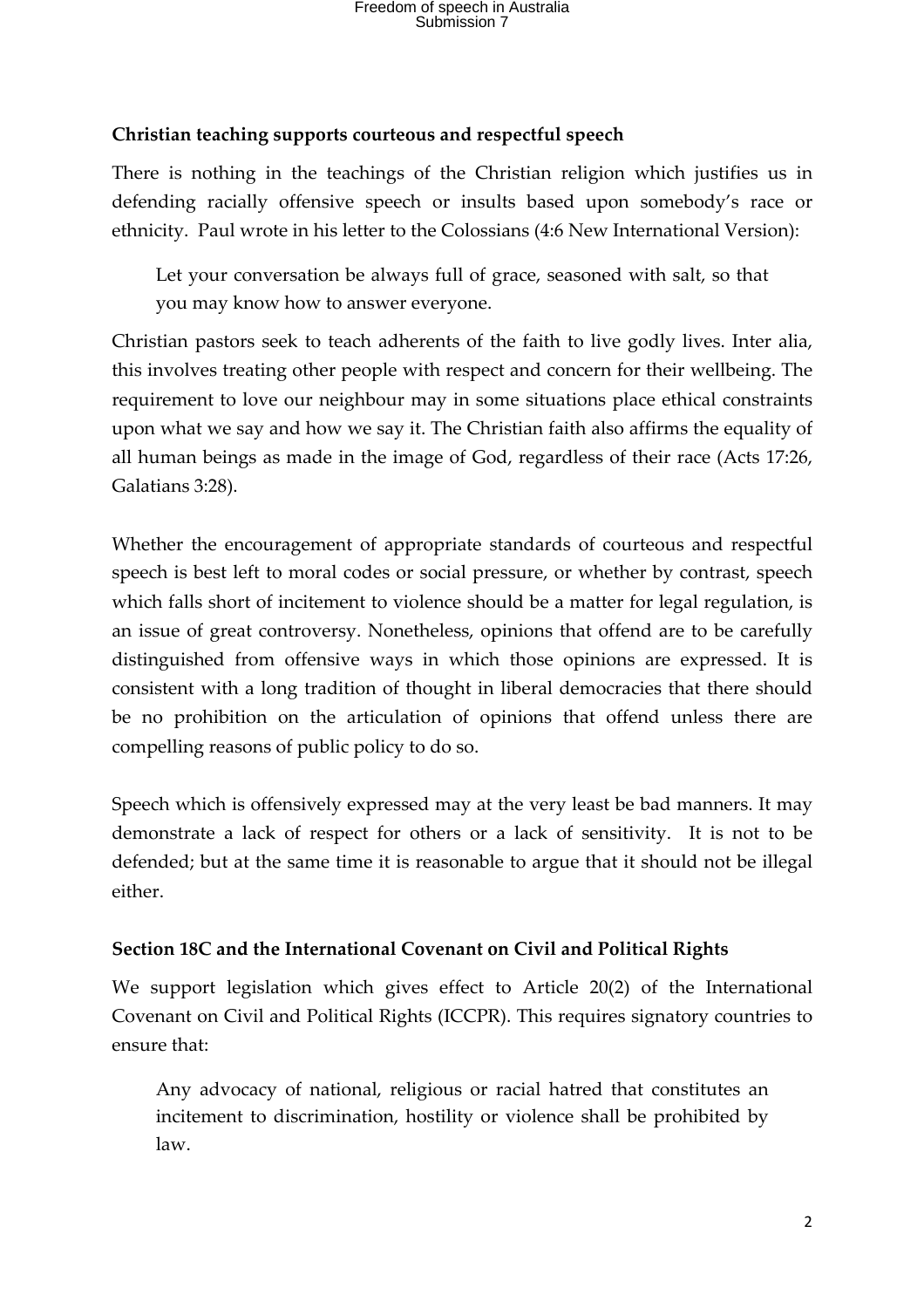## Christian teaching supports courteous and respectful speech

There is nothing in the teachings of the Christian religion which justifies us in defending racially offensive speech or insults based upon somebody's race or ethnicity. Paul wrote in his letter to the Colossians (4:6 New International Version):

> Let your conversation be always full of grace, seasoned with salt, so that you may know how to answer everyone.

Christian pastors seek to teach adherents of the faith to live godly lives. Inter alia, this involves treating other people with respect and concern for their wellbeing. The requirement to love our neighbour may in some situations place ethical constraints upon what we say and how we say it. The Christian faith also affirms the equality of all human beings as made in the image of God, regardless of their race (Acts 17:26, Galatians 3:28).

Whether the encouragement of appropriate standards of courteous and respectful speech is best left to moral codes or social pressure, or whether by contrast, speech which falls short of incitement to violence should be a matter for legal regulation, is an issue of great controversy. Nonetheless, opinions that offend are to be carefully distinguished from offensive ways in which those opinions are expressed. It is consistent with a long tradition of thought in liberal democracies that there should be no prohibition on the articulation of opinions that offend unless there are compelling reasons of public policy to do so.

Speech which is offensively expressed may at the very least be bad manners. It may demonstrate a lack of respect for others or a lack of sensitivity. It is not to be defended; but at the same time it is reasonable to argue that it should not be illegal either.

## Section 18C and the International Covenant on Civil and Political Rights

We support legislation which gives effect to Article 20(2) of the International Covenant on Civil and Political Rights (ICCPR). This requires signatory countries to ensure that:

> Any advocacy of national, religious or racial hatred that constitutes an incitement to discrimination, hostility or violence shall be prohibited by law.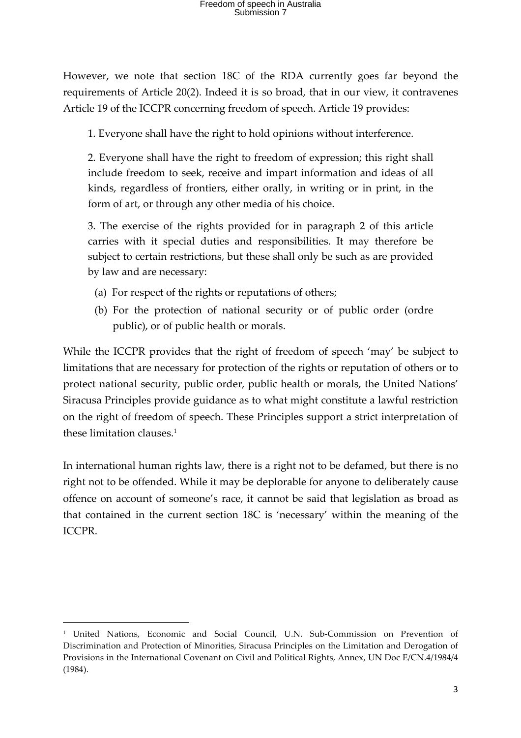However, we note that section 18C of the RDA currently goes far beyond the requirements of Article 20(2). Indeed it is so broad, that in our view, it contravenes Article 19 of the ICCPR concerning freedom of speech. Article 19 provides:

> 1. Everyone shall have the right to hold opinions without interference.
>
> 2. Everyone shall have the right to freedom of expression; this right shall include freedom to seek, receive and impart information and ideas of all kinds, regardless of frontiers, either orally, in writing or in print, in the form of art, or through any other media of his choice.
>
> 3. The exercise of the rights provided for in paragraph 2 of this article carries with it special duties and responsibilities. It may therefore be subject to certain restrictions, but these shall only be such as are provided by law and are necessary:
>
> (a) For respect of the rights or reputations of others;
>
> (b) For the protection of national security or of public order (ordre public), or of public health or morals.

While the ICCPR provides that the right of freedom of speech 'may' be subject to limitations that are necessary for protection of the rights or reputation of others or to protect national security, public order, public health or morals, the United Nations' Siracusa Principles provide guidance as to what might constitute a lawful restriction on the right of freedom of speech. These Principles support a strict interpretation of these limitation clauses.[1]

In international human rights law, there is a right not to be defamed, but there is no right not to be offended. While it may be deplorable for anyone to deliberately cause offence on account of someone's race, it cannot be said that legislation as broad as that contained in the current section 18C is 'necessary' within the meaning of the ICCPR.

---

[1] United Nations, Economic and Social Council, U.N. Sub-Commission on Prevention of Discrimination and Protection of Minorities, Siracusa Principles on the Limitation and Derogation of Provisions in the International Covenant on Civil and Political Rights, Annex, UN Doc E/CN.4/1984/4 (1984).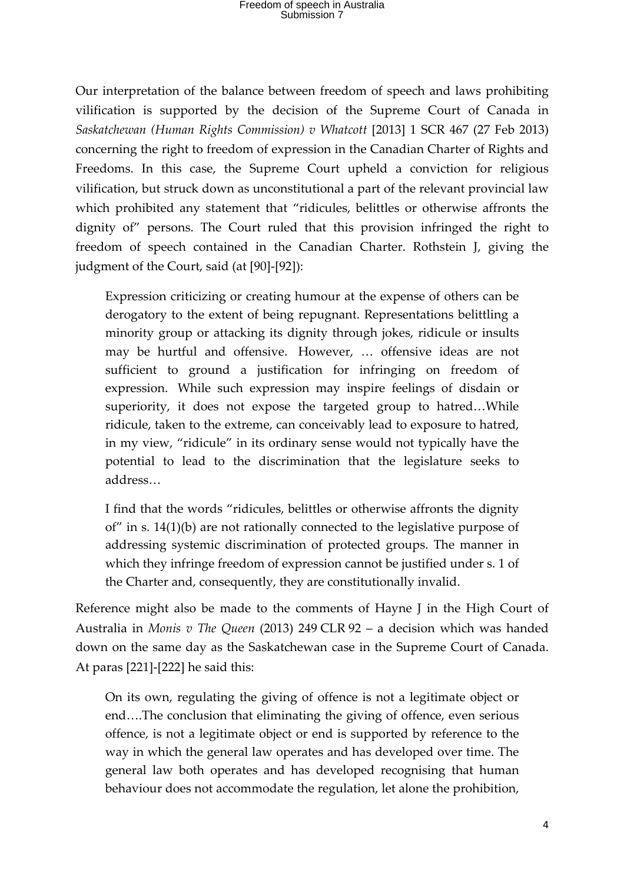Our interpretation of the balance between freedom of speech and laws prohibiting vilification is supported by the decision of the Supreme Court of Canada in *Saskatchewan (Human Rights Commission) v Whatcott* [2013] 1 SCR 467 (27 Feb 2013) concerning the right to freedom of expression in the Canadian Charter of Rights and Freedoms. In this case, the Supreme Court upheld a conviction for religious vilification, but struck down as unconstitutional a part of the relevant provincial law which prohibited any statement that "ridicules, belittles or otherwise affronts the dignity of" persons. The Court ruled that this provision infringed the right to freedom of speech contained in the Canadian Charter. Rothstein J, giving the judgment of the Court, said (at [90]-[92]):

> Expression criticizing or creating humour at the expense of others can be derogatory to the extent of being repugnant. Representations belittling a minority group or attacking its dignity through jokes, ridicule or insults may be hurtful and offensive. However, … offensive ideas are not sufficient to ground a justification for infringing on freedom of expression. While such expression may inspire feelings of disdain or superiority, it does not expose the targeted group to hatred…While ridicule, taken to the extreme, can conceivably lead to exposure to hatred, in my view, "ridicule" in its ordinary sense would not typically have the potential to lead to the discrimination that the legislature seeks to address…
>
> I find that the words "ridicules, belittles or otherwise affronts the dignity of" in s. 14(1)(b) are not rationally connected to the legislative purpose of addressing systemic discrimination of protected groups. The manner in which they infringe freedom of expression cannot be justified under s. 1 of the Charter and, consequently, they are constitutionally invalid.

Reference might also be made to the comments of Hayne J in the High Court of Australia in *Monis v The Queen* (2013) 249 CLR 92 – a decision which was handed down on the same day as the Saskatchewan case in the Supreme Court of Canada. At paras [221]-[222] he said this:

> On its own, regulating the giving of offence is not a legitimate object or end….The conclusion that eliminating the giving of offence, even serious offence, is not a legitimate object or end is supported by reference to the way in which the general law operates and has developed over time. The general law both operates and has developed recognising that human behaviour does not accommodate the regulation, let alone the prohibition,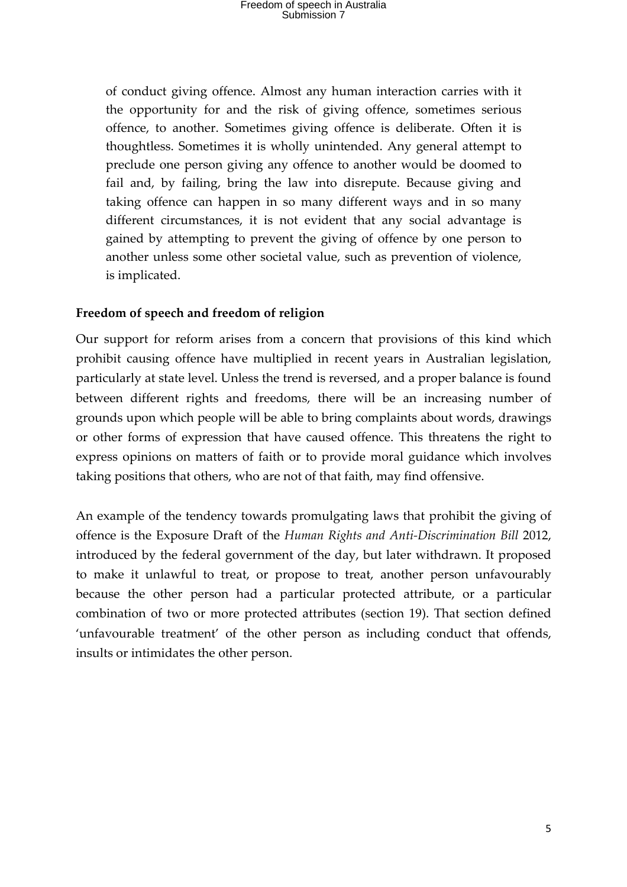of conduct giving offence. Almost any human interaction carries with it the opportunity for and the risk of giving offence, sometimes serious offence, to another. Sometimes giving offence is deliberate. Often it is thoughtless. Sometimes it is wholly unintended. Any general attempt to preclude one person giving any offence to another would be doomed to fail and, by failing, bring the law into disrepute. Because giving and taking offence can happen in so many different ways and in so many different circumstances, it is not evident that any social advantage is gained by attempting to prevent the giving of offence by one person to another unless some other societal value, such as prevention of violence, is implicated.

**Freedom of speech and freedom of religion**

Our support for reform arises from a concern that provisions of this kind which prohibit causing offence have multiplied in recent years in Australian legislation, particularly at state level. Unless the trend is reversed, and a proper balance is found between different rights and freedoms, there will be an increasing number of grounds upon which people will be able to bring complaints about words, drawings or other forms of expression that have caused offence. This threatens the right to express opinions on matters of faith or to provide moral guidance which involves taking positions that others, who are not of that faith, may find offensive.

An example of the tendency towards promulgating laws that prohibit the giving of offence is the Exposure Draft of the *Human Rights and Anti-Discrimination Bill* 2012, introduced by the federal government of the day, but later withdrawn. It proposed to make it unlawful to treat, or propose to treat, another person unfavourably because the other person had a particular protected attribute, or a particular combination of two or more protected attributes (section 19). That section defined 'unfavourable treatment' of the other person as including conduct that offends, insults or intimidates the other person.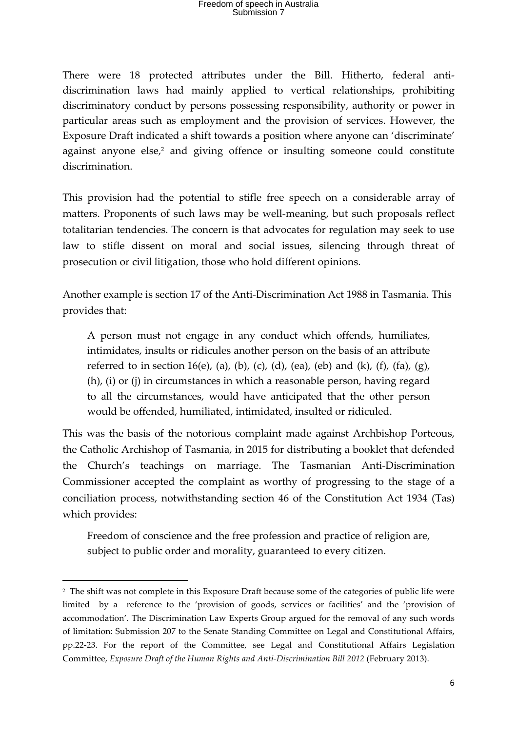There were 18 protected attributes under the Bill. Hitherto, federal anti-discrimination laws had mainly applied to vertical relationships, prohibiting discriminatory conduct by persons possessing responsibility, authority or power in particular areas such as employment and the provision of services. However, the Exposure Draft indicated a shift towards a position where anyone can 'discriminate' against anyone else,[2] and giving offence or insulting someone could constitute discrimination.

This provision had the potential to stifle free speech on a considerable array of matters. Proponents of such laws may be well-meaning, but such proposals reflect totalitarian tendencies. The concern is that advocates for regulation may seek to use law to stifle dissent on moral and social issues, silencing through threat of prosecution or civil litigation, those who hold different opinions.

Another example is section 17 of the Anti-Discrimination Act 1988 in Tasmania. This provides that:

> A person must not engage in any conduct which offends, humiliates, intimidates, insults or ridicules another person on the basis of an attribute referred to in section 16(e), (a), (b), (c), (d), (ea), (eb) and (k), (f), (fa), (g), (h), (i) or (j) in circumstances in which a reasonable person, having regard to all the circumstances, would have anticipated that the other person would be offended, humiliated, intimidated, insulted or ridiculed.

This was the basis of the notorious complaint made against Archbishop Porteous, the Catholic Archishop of Tasmania, in 2015 for distributing a booklet that defended the Church's teachings on marriage. The Tasmanian Anti-Discrimination Commissioner accepted the complaint as worthy of progressing to the stage of a conciliation process, notwithstanding section 46 of the Constitution Act 1934 (Tas) which provides:

> Freedom of conscience and the free profession and practice of religion are, subject to public order and morality, guaranteed to every citizen.

---

[2] The shift was not complete in this Exposure Draft because some of the categories of public life were limited by a reference to the 'provision of goods, services or facilities' and the 'provision of accommodation'. The Discrimination Law Experts Group argued for the removal of any such words of limitation: Submission 207 to the Senate Standing Committee on Legal and Constitutional Affairs, pp.22-23. For the report of the Committee, see Legal and Constitutional Affairs Legislation Committee, *Exposure Draft of the Human Rights and Anti-Discrimination Bill 2012* (February 2013).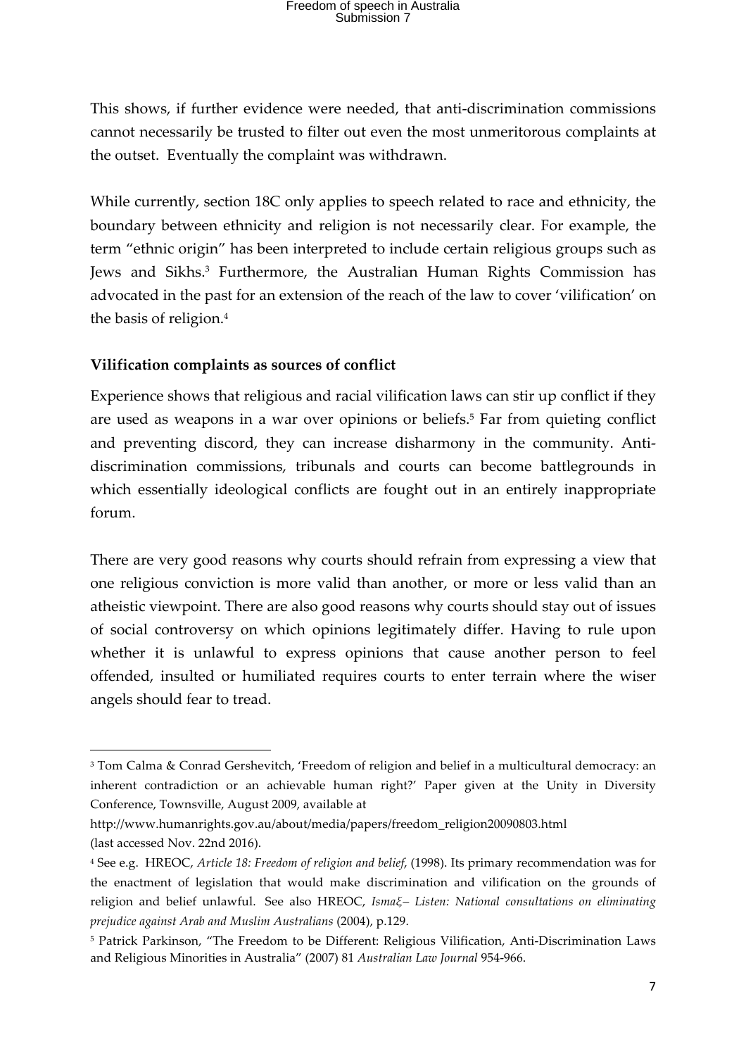This shows, if further evidence were needed, that anti-discrimination commissions cannot necessarily be trusted to filter out even the most unmeritorous complaints at the outset. Eventually the complaint was withdrawn.

While currently, section 18C only applies to speech related to race and ethnicity, the boundary between ethnicity and religion is not necessarily clear. For example, the term "ethnic origin" has been interpreted to include certain religious groups such as Jews and Sikhs.[3] Furthermore, the Australian Human Rights Commission has advocated in the past for an extension of the reach of the law to cover 'vilification' on the basis of religion.[4]

**Vilification complaints as sources of conflict**

Experience shows that religious and racial vilification laws can stir up conflict if they are used as weapons in a war over opinions or beliefs.[5] Far from quieting conflict and preventing discord, they can increase disharmony in the community. Anti-discrimination commissions, tribunals and courts can become battlegrounds in which essentially ideological conflicts are fought out in an entirely inappropriate forum.

There are very good reasons why courts should refrain from expressing a view that one religious conviction is more valid than another, or more or less valid than an atheistic viewpoint. There are also good reasons why courts should stay out of issues of social controversy on which opinions legitimately differ. Having to rule upon whether it is unlawful to express opinions that cause another person to feel offended, insulted or humiliated requires courts to enter terrain where the wiser angels should fear to tread.

---

[3] Tom Calma & Conrad Gershevitch, 'Freedom of religion and belief in a multicultural democracy: an inherent contradiction or an achievable human right?' Paper given at the Unity in Diversity Conference, Townsville, August 2009, available at http://www.humanrights.gov.au/about/media/papers/freedom_religion20090803.html (last accessed Nov. 22nd 2016).

[4] See e.g. HREOC, *Article 18: Freedom of religion and belief*, (1998). Its primary recommendation was for the enactment of legislation that would make discrimination and vilification on the grounds of religion and belief unlawful. See also HREOC, *Ismaξ– Listen: National consultations on eliminating prejudice against Arab and Muslim Australians* (2004), p.129.

[5] Patrick Parkinson, "The Freedom to be Different: Religious Vilification, Anti-Discrimination Laws and Religious Minorities in Australia" (2007) 81 *Australian Law Journal* 954-966.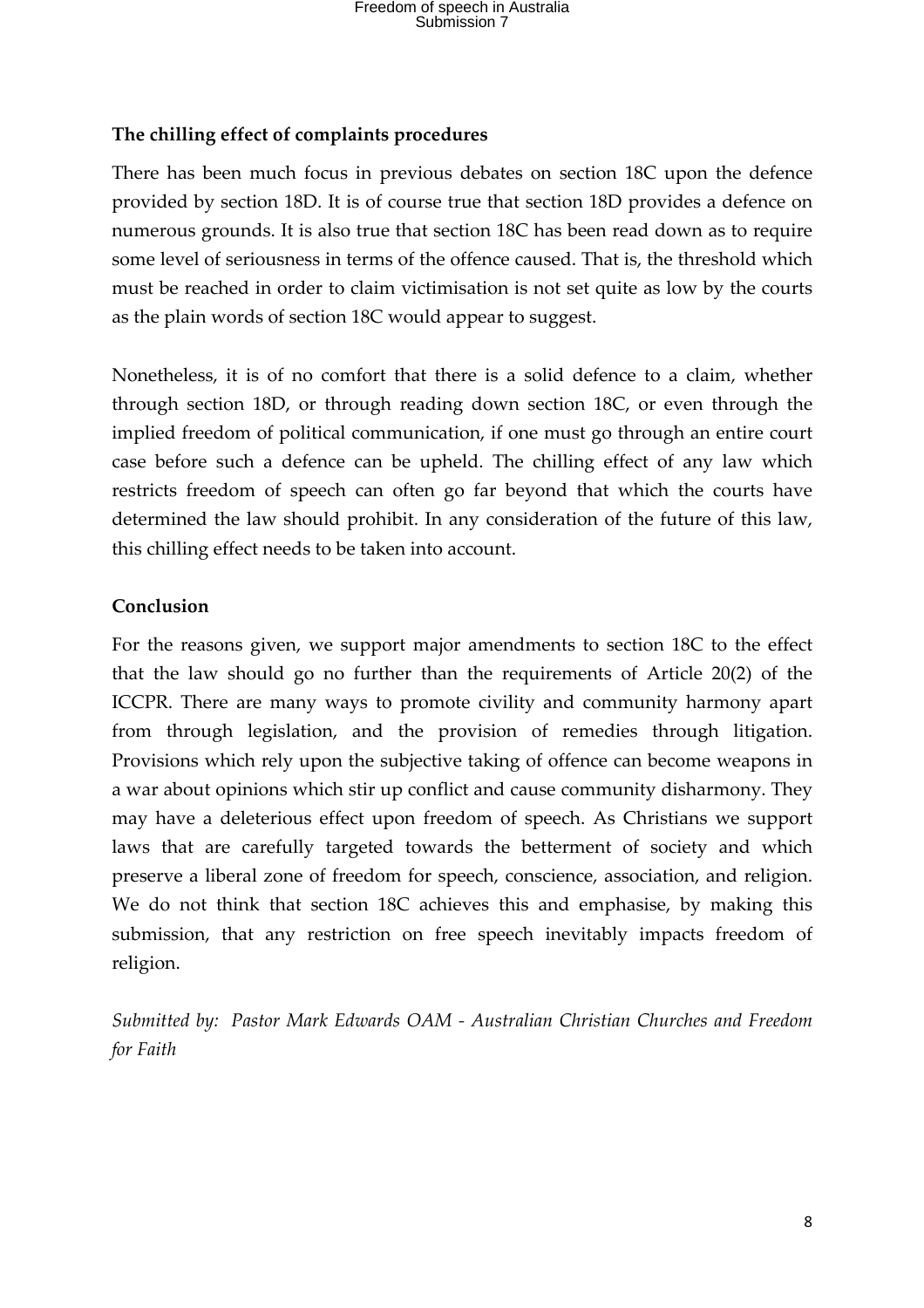**The chilling effect of complaints procedures**

There has been much focus in previous debates on section 18C upon the defence provided by section 18D. It is of course true that section 18D provides a defence on numerous grounds. It is also true that section 18C has been read down as to require some level of seriousness in terms of the offence caused. That is, the threshold which must be reached in order to claim victimisation is not set quite as low by the courts as the plain words of section 18C would appear to suggest.

Nonetheless, it is of no comfort that there is a solid defence to a claim, whether through section 18D, or through reading down section 18C, or even through the implied freedom of political communication, if one must go through an entire court case before such a defence can be upheld. The chilling effect of any law which restricts freedom of speech can often go far beyond that which the courts have determined the law should prohibit. In any consideration of the future of this law, this chilling effect needs to be taken into account.

**Conclusion**

For the reasons given, we support major amendments to section 18C to the effect that the law should go no further than the requirements of Article 20(2) of the ICCPR. There are many ways to promote civility and community harmony apart from through legislation, and the provision of remedies through litigation. Provisions which rely upon the subjective taking of offence can become weapons in a war about opinions which stir up conflict and cause community disharmony. They may have a deleterious effect upon freedom of speech. As Christians we support laws that are carefully targeted towards the betterment of society and which preserve a liberal zone of freedom for speech, conscience, association, and religion. We do not think that section 18C achieves this and emphasise, by making this submission, that any restriction on free speech inevitably impacts freedom of religion.

*Submitted by: Pastor Mark Edwards OAM - Australian Christian Churches and Freedom for Faith*